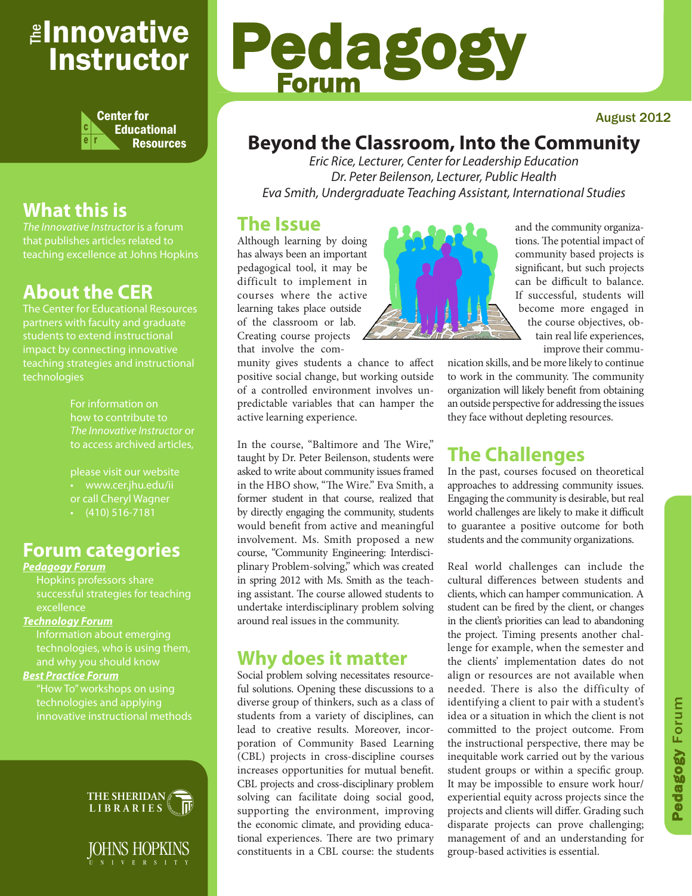# The Innovative Instructor

Center for Educational Resources

## What this is

*The Innovative Instructor* is a forum that publishes articles related to teaching excellence at Johns Hopkins

## About the CER

The Center for Educational Resources partners with faculty and graduate students to extend instructional impact by connecting innovative teaching strategies and instructional technologies

For information on how to contribute to *The Innovative Instructor* or to access archived articles,

please visit our website
- www.cer.jhu.edu/ii

or call Cheryl Wagner
- (410) 516-7181

## Forum categories

***Pedagogy Forum***
Hopkins professors share successful strategies for teaching excellence

***Technology Forum***
Information about emerging technologies, who is using them, and why you should know

***Best Practice Forum***
"How To" workshops on using technologies and applying innovative instructional methods

THE SHERIDAN LIBRARIES

JOHNS HOPKINS UNIVERSITY

# Pedagogy Forum

August 2012

# Beyond the Classroom, Into the Community

*Eric Rice, Lecturer, Center for Leadership Education*
*Dr. Peter Beilenson, Lecturer, Public Health*
*Eva Smith, Undergraduate Teaching Assistant, International Studies*

## The Issue

Although learning by doing has always been an important pedagogical tool, it may be difficult to implement in courses where the active learning takes place outside of the classroom or lab. Creating course projects that involve the community gives students a chance to affect positive social change, but working outside of a controlled environment involves unpredictable variables that can hamper the active learning experience.

In the course, "Baltimore and The Wire," taught by Dr. Peter Beilenson, students were asked to write about community issues framed in the HBO show, "The Wire." Eva Smith, a former student in that course, realized that by directly engaging the community, students would benefit from active and meaningful involvement. Ms. Smith proposed a new course, "Community Engineering: Interdisciplinary Problem-solving," which was created in spring 2012 with Ms. Smith as the teaching assistant. The course allowed students to undertake interdisciplinary problem solving around real issues in the community.

## Why does it matter

Social problem solving necessitates resourceful solutions. Opening these discussions to a diverse group of thinkers, such as a class of students from a variety of disciplines, can lead to creative results. Moreover, incorporation of Community Based Learning (CBL) projects in cross-discipline courses increases opportunities for mutual benefit. CBL projects and cross-disciplinary problem solving can facilitate doing social good, supporting the environment, improving the economic climate, and providing educational experiences. There are two primary constituents in a CBL course: the students and the community organizations. The potential impact of community based projects is significant, but such projects can be difficult to balance. If successful, students will become more engaged in the course objectives, obtain real life experiences, improve their communication skills, and be more likely to continue to work in the community. The community organization will likely benefit from obtaining an outside perspective for addressing the issues they face without depleting resources.

## The Challenges

In the past, courses focused on theoretical approaches to addressing community issues. Engaging the community is desirable, but real world challenges are likely to make it difficult to guarantee a positive outcome for both students and the community organizations.

Real world challenges can include the cultural differences between students and clients, which can hamper communication. A student can be fired by the client, or changes in the client's priorities can lead to abandoning the project. Timing presents another challenge for example, when the semester and the clients' implementation dates do not align or resources are not available when needed. There is also the difficulty of identifying a client to pair with a student's idea or a situation in which the client is not committed to the project outcome. From the instructional perspective, there may be inequitable work carried out by the various student groups or within a specific group. It may be impossible to ensure work hour/experiential equity across projects since the projects and clients will differ. Grading such disparate projects can prove challenging; management of and an understanding for group-based activities is essential.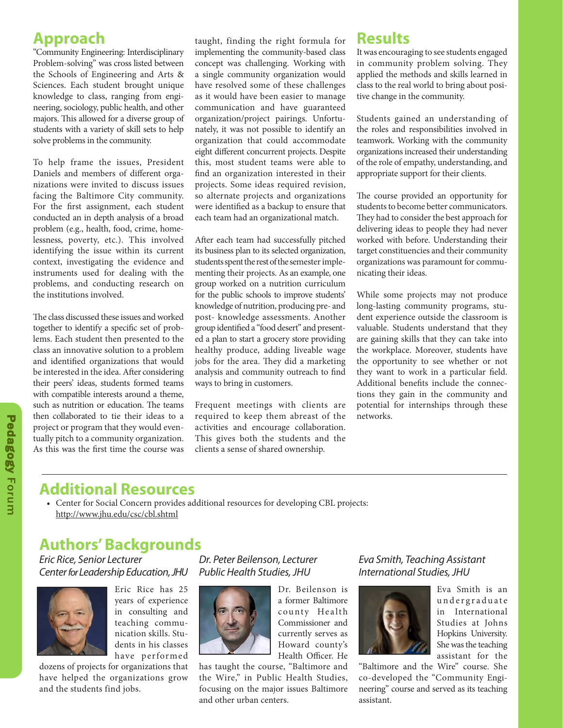## Approach

"Community Engineering: Interdisciplinary Problem-solving" was cross listed between the Schools of Engineering and Arts & Sciences. Each student brought unique knowledge to class, ranging from engineering, sociology, public health, and other majors. This allowed for a diverse group of students with a variety of skill sets to help solve problems in the community.

To help frame the issues, President Daniels and members of different organizations were invited to discuss issues facing the Baltimore City community. For the first assignment, each student conducted an in depth analysis of a broad problem (e.g., health, food, crime, homelessness, poverty, etc.). This involved identifying the issue within its current context, investigating the evidence and instruments used for dealing with the problems, and conducting research on the institutions involved.

The class discussed these issues and worked together to identify a specific set of problems. Each student then presented to the class an innovative solution to a problem and identified organizations that would be interested in the idea. After considering their peers' ideas, students formed teams with compatible interests around a theme, such as nutrition or education. The teams then collaborated to tie their ideas to a project or program that they would eventually pitch to a community organization. As this was the first time the course was taught, finding the right formula for implementing the community-based class concept was challenging. Working with a single community organization would have resolved some of these challenges as it would have been easier to manage communication and have guaranteed organization/project pairings. Unfortunately, it was not possible to identify an organization that could accommodate eight different concurrent projects. Despite this, most student teams were able to find an organization interested in their projects. Some ideas required revision, so alternate projects and organizations were identified as a backup to ensure that each team had an organizational match.

After each team had successfully pitched its business plan to its selected organization, students spent the rest of the semester implementing their projects. As an example, one group worked on a nutrition curriculum for the public schools to improve students' knowledge of nutrition, producing pre- and post- knowledge assessments. Another group identified a "food desert" and presented a plan to start a grocery store providing healthy produce, adding liveable wage jobs for the area. They did a marketing analysis and community outreach to find ways to bring in customers.

Frequent meetings with clients are required to keep them abreast of the activities and encourage collaboration. This gives both the students and the clients a sense of shared ownership.

## Results

It was encouraging to see students engaged in community problem solving. They applied the methods and skills learned in class to the real world to bring about positive change in the community.

Students gained an understanding of the roles and responsibilities involved in teamwork. Working with the community organizations increased their understanding of the role of empathy, understanding, and appropriate support for their clients.

The course provided an opportunity for students to become better communicators. They had to consider the best approach for delivering ideas to people they had never worked with before. Understanding their target constituencies and their community organizations was paramount for communicating their ideas.

While some projects may not produce long-lasting community programs, student experience outside the classroom is valuable. Students understand that they are gaining skills that they can take into the workplace. Moreover, students have the opportunity to see whether or not they want to work in a particular field. Additional benefits include the connections they gain in the community and potential for internships through these networks.

## Additional Resources

- Center for Social Concern provides additional resources for developing CBL projects: http://www.jhu.edu/csc/cbl.shtml

## Authors' Backgrounds

*Eric Rice, Senior Lecturer*
*Center for Leadership Education, JHU*

Eric Rice has 25 years of experience in consulting and teaching communication skills. Students in his classes have performed dozens of projects for organizations that have helped the organizations grow and the students find jobs.

*Dr. Peter Beilenson, Lecturer*
*Public Health Studies, JHU*

Dr. Beilenson is a former Baltimore county Health Commissioner and currently serves as Howard county's Health Officer. He has taught the course, "Baltimore and the Wire," in Public Health Studies, focusing on the major issues Baltimore and other urban centers.

*Eva Smith, Teaching Assistant*
*International Studies, JHU*

Eva Smith is an undergraduate in International Studies at Johns Hopkins University. She was the teaching assistant for the "Baltimore and the Wire" course. She co-developed the "Community Engineering" course and served as its teaching assistant.